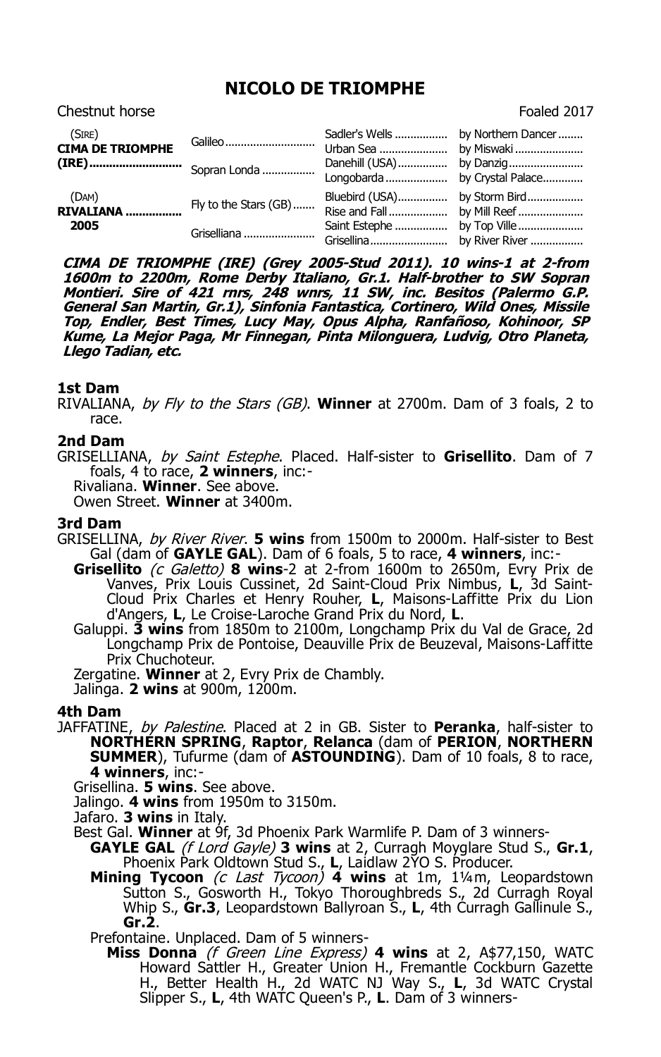# NICOLO DE TRIOMPHE

Chestnut horse — Foaled 2017

| | | | |
|---|---|---|---|
| (SIRE) **CIMA DE TRIOMPHE (IRE)** | Galileo | Sadler's Wells | by Northern Dancer |
| | | Urban Sea | by Miswaki |
| | Sopran Londa | Danehill (USA) | by Danzig |
| | | Longobarda | by Crystal Palace |
| (DAM) **RIVALIANA** 2005 | Fly to the Stars (GB) | Bluebird (USA) | by Storm Bird |
| | | Rise and Fall | by Mill Reef |
| | Griselliana | Saint Estephe | by Top Ville |
| | | Grisellina | by River River |

***CIMA DE TRIOMPHE (IRE) (Grey 2005-Stud 2011). 10 wins-1 at 2-from 1600m to 2200m, Rome Derby Italiano, Gr.1. Half-brother to SW Sopran Montieri. Sire of 421 rnrs, 248 wnrs, 11 SW, inc. Besitos (Palermo G.P. General San Martin, Gr.1), Sinfonia Fantastica, Cortinero, Wild Ones, Missile Top, Endler, Best Times, Lucy May, Opus Alpha, Ranfañoso, Kohinoor, SP Kume, La Mejor Paga, Mr Finnegan, Pinta Milonguera, Ludvig, Otro Planeta, Llego Tadian, etc.***

### 1st Dam

RIVALIANA, *by Fly to the Stars (GB)*. **Winner** at 2700m. Dam of 3 foals, 2 to race.

### 2nd Dam

GRISELLIANA, *by Saint Estephe*. Placed. Half-sister to **Grisellito**. Dam of 7 foals, 4 to race, **2 winners**, inc:-

- Rivaliana. **Winner**. See above.
- Owen Street. **Winner** at 3400m.

### 3rd Dam

GRISELLINA, *by River River*. **5 wins** from 1500m to 2000m. Half-sister to Best Gal (dam of **GAYLE GAL**). Dam of 6 foals, 5 to race, **4 winners**, inc:-

- **Grisellito** *(c Galetto)* **8 wins**-2 at 2-from 1600m to 2650m, Evry Prix de Vanves, Prix Louis Cussinet, 2d Saint-Cloud Prix Nimbus, **L**, 3d Saint-Cloud Prix Charles et Henry Rouher, **L**, Maisons-Laffitte Prix du Lion d'Angers, **L**, Le Croise-Laroche Grand Prix du Nord, **L**.
- Galuppi. **3 wins** from 1850m to 2100m, Longchamp Prix du Val de Grace, 2d Longchamp Prix de Pontoise, Deauville Prix de Beuzeval, Maisons-Laffitte Prix Chuchoteur.
- Zergatine. **Winner** at 2, Evry Prix de Chambly.
- Jalinga. **2 wins** at 900m, 1200m.

### 4th Dam

JAFFATINE, *by Palestine*. Placed at 2 in GB. Sister to **Peranka**, half-sister to **NORTHERN SPRING**, **Raptor**, **Relanca** (dam of **PERION**, **NORTHERN SUMMER**), Tufurme (dam of **ASTOUNDING**). Dam of 10 foals, 8 to race, **4 winners**, inc:-

- Grisellina. **5 wins**. See above.
- Jalingo. **4 wins** from 1950m to 3150m.
- Jafaro. **3 wins** in Italy.
- Best Gal. **Winner** at 9f, 3d Phoenix Park Warmlife P. Dam of 3 winners-
  - **GAYLE GAL** *(f Lord Gayle)* **3 wins** at 2, Curragh Moyglare Stud S., **Gr.1**, Phoenix Park Oldtown Stud S., **L**, Laidlaw 2YO S. Producer.
  - **Mining Tycoon** *(c Last Tycoon)* **4 wins** at 1m, 1¼m, Leopardstown Sutton S., Gosworth H., Tokyo Thoroughbreds S., 2d Curragh Royal Whip S., **Gr.3**, Leopardstown Ballyroan S., **L**, 4th Curragh Gallinule S., **Gr.2**.
  - Prefontaine. Unplaced. Dam of 5 winners-
    - **Miss Donna** *(f Green Line Express)* **4 wins** at 2, A$77,150, WATC Howard Sattler H., Greater Union H., Fremantle Cockburn Gazette H., Better Health H., 2d WATC NJ Way S., **L**, 3d WATC Crystal Slipper S., **L**, 4th WATC Queen's P., **L**. Dam of 3 winners-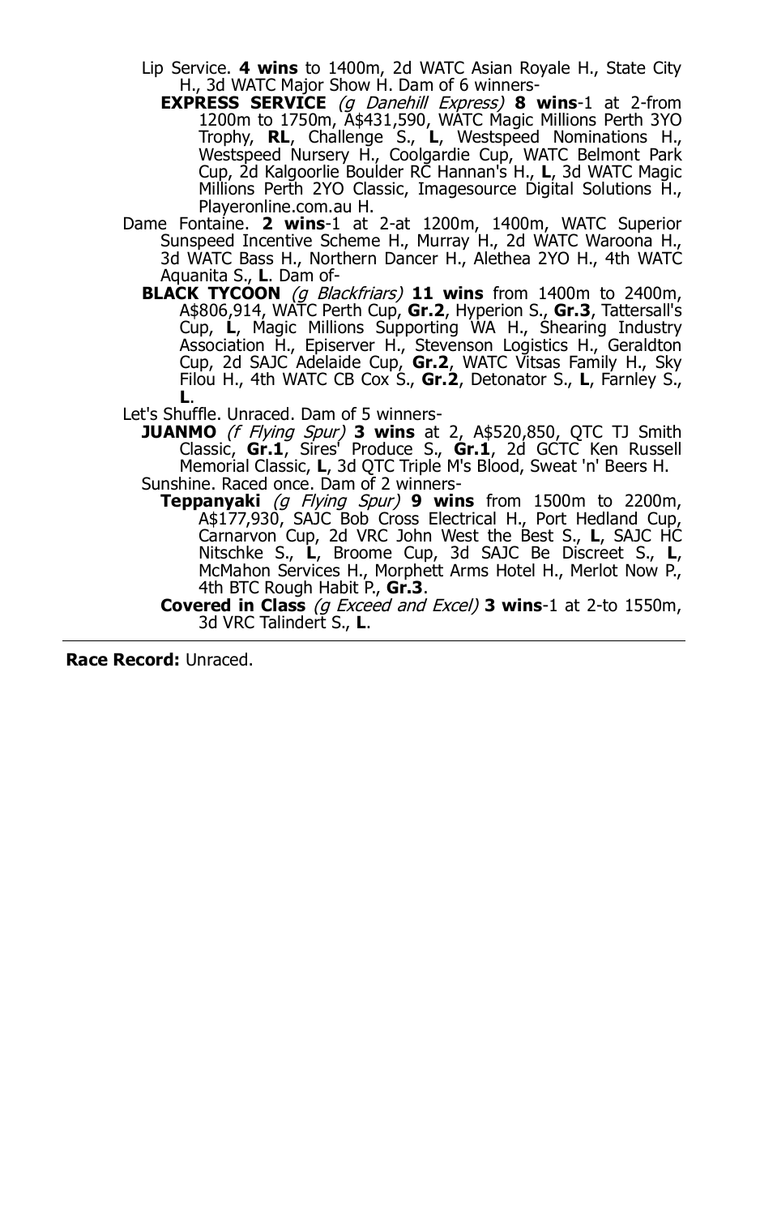Lip Service. **4 wins** to 1400m, 2d WATC Asian Royale H., State City H., 3d WATC Major Show H. Dam of 6 winners-

**EXPRESS SERVICE** *(g Danehill Express)* **8 wins**-1 at 2-from 1200m to 1750m, A$431,590, WATC Magic Millions Perth 3YO Trophy, **RL**, Challenge S., **L**, Westspeed Nominations H., Westspeed Nursery H., Coolgardie Cup, WATC Belmont Park Cup, 2d Kalgoorlie Boulder RC Hannan's H., **L**, 3d WATC Magic Millions Perth 2YO Classic, Imagesource Digital Solutions H., Playeronline.com.au H.

Dame Fontaine. **2 wins**-1 at 2-at 1200m, 1400m, WATC Superior Sunspeed Incentive Scheme H., Murray H., 2d WATC Waroona H., 3d WATC Bass H., Northern Dancer H., Alethea 2YO H., 4th WATC Aquanita S., **L**. Dam of-

**BLACK TYCOON** *(g Blackfriars)* **11 wins** from 1400m to 2400m, A$806,914, WATC Perth Cup, **Gr.2**, Hyperion S., **Gr.3**, Tattersall's Cup, **L**, Magic Millions Supporting WA H., Shearing Industry Association H., Episerver H., Stevenson Logistics H., Geraldton Cup, 2d SAJC Adelaide Cup, **Gr.2**, WATC Vitsas Family H., Sky Filou H., 4th WATC CB Cox S., **Gr.2**, Detonator S., **L**, Farnley S., **L**.

Let's Shuffle. Unraced. Dam of 5 winners-

**JUANMO** *(f Flying Spur)* **3 wins** at 2, A$520,850, QTC TJ Smith Classic, **Gr.1**, Sires' Produce S., **Gr.1**, 2d GCTC Ken Russell Memorial Classic, **L**, 3d QTC Triple M's Blood, Sweat 'n' Beers H.

Sunshine. Raced once. Dam of 2 winners-

**Teppanyaki** *(g Flying Spur)* **9 wins** from 1500m to 2200m, A$177,930, SAJC Bob Cross Electrical H., Port Hedland Cup, Carnarvon Cup, 2d VRC John West the Best S., **L**, SAJC HC Nitschke S., **L**, Broome Cup, 3d SAJC Be Discreet S., **L**, McMahon Services H., Morphett Arms Hotel H., Merlot Now P., 4th BTC Rough Habit P., **Gr.3**.

**Covered in Class** *(g Exceed and Excel)* **3 wins**-1 at 2-to 1550m, 3d VRC Talindert S., **L**.

---

**Race Record:** Unraced.